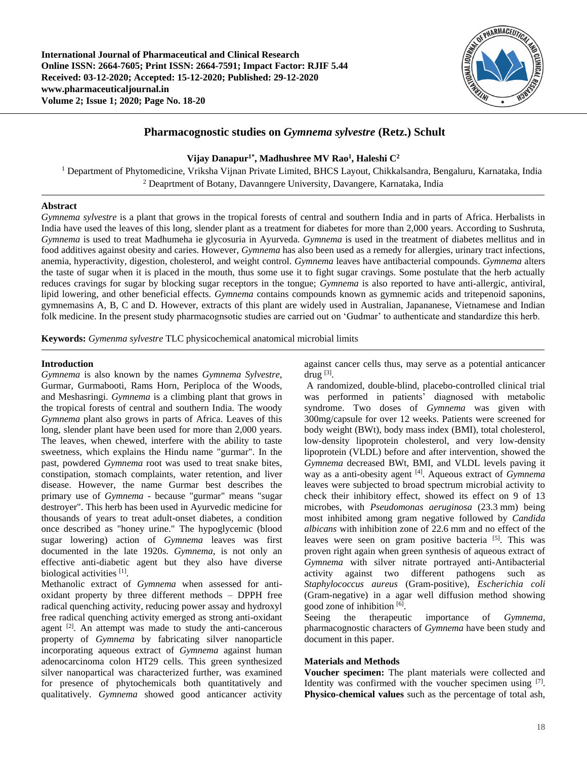# Pharmacognostic studies on *Gymnema sylvestre* (Retz.) Schult

**Vijay Danapur[1*], Madhushree MV Rao[1], Haleshi C[2]**

[1] Department of Phytomedicine, Vriksha Vijnan Private Limited, BHCS Layout, Chikkalsandra, Bengaluru, Karnataka, India
[2] Deaprtment of Botany, Davanngere University, Davangere, Karnataka, India

## Abstract

*Gymnema sylvestre* is a plant that grows in the tropical forests of central and southern India and in parts of Africa. Herbalists in India have used the leaves of this long, slender plant as a treatment for diabetes for more than 2,000 years. According to Sushruta, *Gymnema* is used to treat Madhumeha ie glycosuria in Ayurveda. *Gymnema* is used in the treatment of diabetes mellitus and in food additives against obesity and caries. However, *Gymnema* has also been used as a remedy for allergies, urinary tract infections, anemia, hyperactivity, digestion, cholesterol, and weight control. *Gymnema* leaves have antibacterial compounds. *Gymnema* alters the taste of sugar when it is placed in the mouth, thus some use it to fight sugar cravings. Some postulate that the herb actually reduces cravings for sugar by blocking sugar receptors in the tongue; *Gymnema* is also reported to have anti-allergic, antiviral, lipid lowering, and other beneficial effects. *Gymnema* contains compounds known as gymnemic acids and tritepenoid saponins, gymnemasins A, B, C and D. However, extracts of this plant are widely used in Australian, Japananese, Vietnamese and Indian folk medicine. In the present study pharmacognsotic studies are carried out on 'Gudmar' to authenticate and standardize this herb.

**Keywords:** *Gymenma sylvestre* TLC physicochemical anatomical microbial limits

## Introduction

*Gymnema* is also known by the names *Gymnema Sylvestre*, Gurmar, Gurmabooti, Rams Horn, Periploca of the Woods, and Meshasringi. *Gymnema* is a climbing plant that grows in the tropical forests of central and southern India. The woody *Gymnema* plant also grows in parts of Africa. Leaves of this long, slender plant have been used for more than 2,000 years. The leaves, when chewed, interfere with the ability to taste sweetness, which explains the Hindu name "gurmar". In the past, powdered *Gymnema* root was used to treat snake bites, constipation, stomach complaints, water retention, and liver disease. However, the name Gurmar best describes the primary use of *Gymnema* - because "gurmar" means "sugar destroyer". This herb has been used in Ayurvedic medicine for thousands of years to treat adult-onset diabetes, a condition once described as "honey urine." The hypoglycemic (blood sugar lowering) action of *Gymnema* leaves was first documented in the late 1920s. *Gymnema*, is not only an effective anti-diabetic agent but they also have diverse biological activities [1].

Methanolic extract of *Gymnema* when assessed for anti-oxidant property by three different methods – DPPH free radical quenching activity, reducing power assay and hydroxyl free radical quenching activity emerged as strong anti-oxidant agent [2]. An attempt was made to study the anti-cancerous property of *Gymnema* by fabricating silver nanoparticle incorporating aqueous extract of *Gymnema* against human adenocarcinoma colon HT29 cells. This green synthesized silver nanopartical was characterized further, was examined for presence of phytochemicals both quantitatively and qualitatively. *Gymnema* showed good anticancer activity against cancer cells thus, may serve as a potential anticancer drug [3].

A randomized, double-blind, placebo-controlled clinical trial was performed in patients' diagnosed with metabolic syndrome. Two doses of *Gymnema* was given with 300mg/capsule for over 12 weeks. Patients were screened for body weight (BWt), body mass index (BMI), total cholesterol, low-density lipoprotein cholesterol, and very low-density lipoprotein (VLDL) before and after intervention, showed the *Gymnema* decreased BWt, BMI, and VLDL levels paving it way as a anti-obesity agent [4]. Aqueous extract of *Gymnema* leaves were subjected to broad spectrum microbial activity to check their inhibitory effect, showed its effect on 9 of 13 microbes, with *Pseudomonas aeruginosa* (23.3 mm) being most inhibited among gram negative followed by *Candida albicans* with inhibition zone of 22.6 mm and no effect of the leaves were seen on gram positive bacteria [5]. This was proven right again when green synthesis of aqueous extract of *Gymnema* with silver nitrate portrayed anti-Antibacterial activity against two different pathogens such as *Staphylococcus aureus* (Gram-positive), *Escherichia coli* (Gram-negative) in a agar well diffusion method showing good zone of inhibition [6].

Seeing the therapeutic importance of *Gymnema*, pharmacognostic characters of *Gymnema* have been study and document in this paper.

## Materials and Methods

**Voucher specimen:** The plant materials were collected and Identity was confirmed with the voucher specimen using [7].

**Physico-chemical values** such as the percentage of total ash,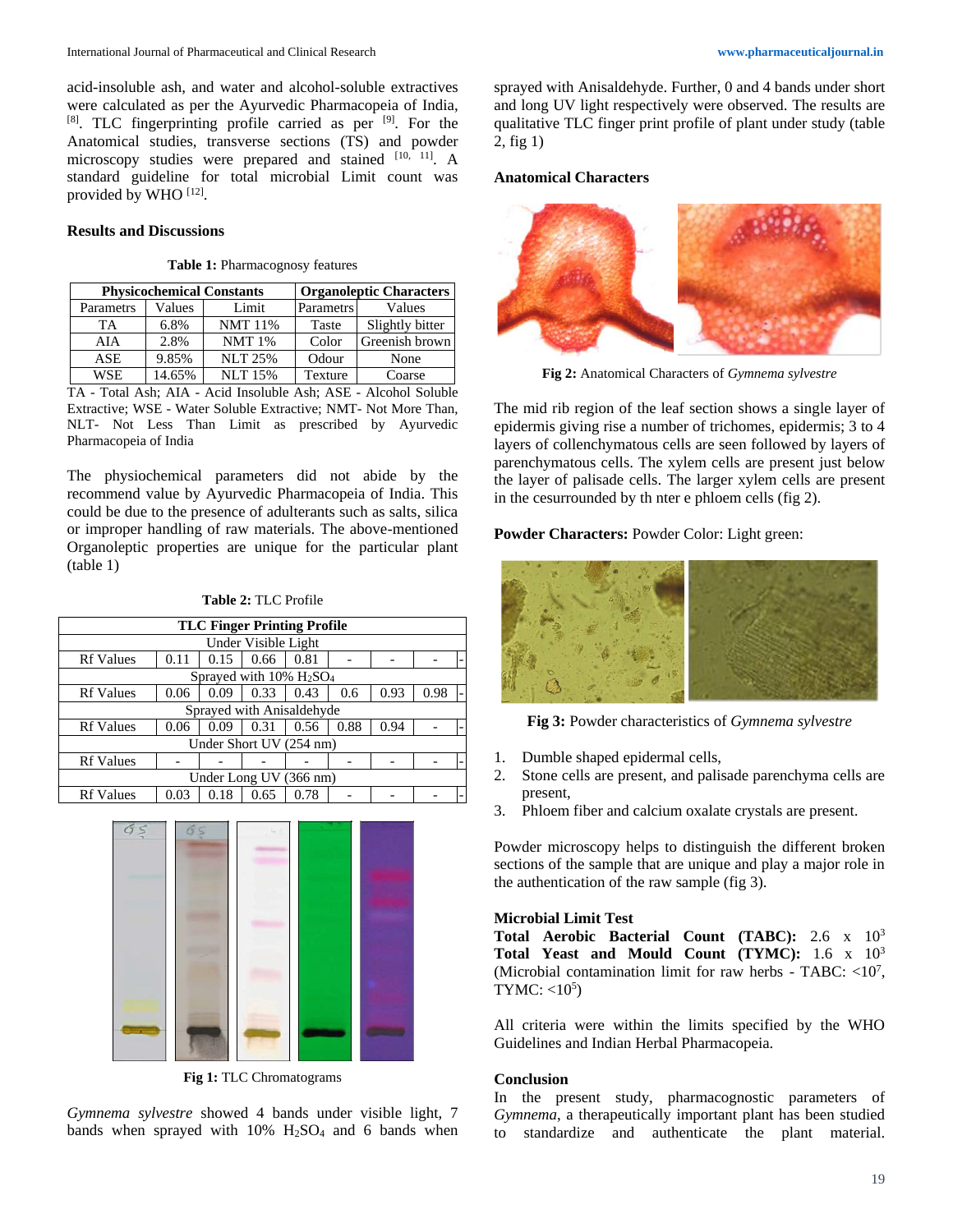acid-insoluble ash, and water and alcohol-soluble extractives were calculated as per the Ayurvedic Pharmacopeia of India, [8]. TLC fingerprinting profile carried as per [9]. For the Anatomical studies, transverse sections (TS) and powder microscopy studies were prepared and stained [10, 11]. A standard guideline for total microbial Limit count was provided by WHO [12].

## Results and Discussions

**Table 1:** Pharmacognosy features

| Physicochemical Constants | | | Organoleptic Characters | |
|---|---|---|---|---|
| Parametrs | Values | Limit | Parametrs | Values |
| TA | 6.8% | NMT 11% | Taste | Slightly bitter |
| AIA | 2.8% | NMT 1% | Color | Greenish brown |
| ASE | 9.85% | NLT 25% | Odour | None |
| WSE | 14.65% | NLT 15% | Texture | Coarse |

TA - Total Ash; AIA - Acid Insoluble Ash; ASE - Alcohol Soluble Extractive; WSE - Water Soluble Extractive; NMT- Not More Than, NLT- Not Less Than Limit as prescribed by Ayurvedic Pharmacopeia of India

The physiochemical parameters did not abide by the recommend value by Ayurvedic Pharmacopeia of India. This could be due to the presence of adulterants such as salts, silica or improper handling of raw materials. The above-mentioned Organoleptic properties are unique for the particular plant (table 1)

**Table 2:** TLC Profile

| TLC Finger Printing Profile | | | | | | | | |
|---|---|---|---|---|---|---|---|---|
| Under Visible Light | | | | | | | | |
| Rf Values | 0.11 | 0.15 | 0.66 | 0.81 | - | - | - | - |
| Sprayed with 10% $H_2SO_4$ | | | | | | | | |
| Rf Values | 0.06 | 0.09 | 0.33 | 0.43 | 0.6 | 0.93 | 0.98 | - |
| Sprayed with Anisaldehyde | | | | | | | | |
| Rf Values | 0.06 | 0.09 | 0.31 | 0.56 | 0.88 | 0.94 | - | - |
| Under Short UV (254 nm) | | | | | | | | |
| Rf Values | - | - | - | - | - | - | - | - |
| Under Long UV (366 nm) | | | | | | | | |
| Rf Values | 0.03 | 0.18 | 0.65 | 0.78 | - | - | - | - |

**Fig 1:** TLC Chromatograms

*Gymnema sylvestre* showed 4 bands under visible light, 7 bands when sprayed with 10% $H_2SO_4$ and 6 bands when sprayed with Anisaldehyde. Further, 0 and 4 bands under short and long UV light respectively were observed. The results are qualitative TLC finger print profile of plant under study (table 2, fig 1)

### Anatomical Characters

**Fig 2:** Anatomical Characters of *Gymnema sylvestre*

The mid rib region of the leaf section shows a single layer of epidermis giving rise a number of trichomes, epidermis; 3 to 4 layers of collenchymatous cells are seen followed by layers of parenchymatous cells. The xylem cells are present just below the layer of palisade cells. The larger xylem cells are present in the cesurrounded by th nter e phloem cells (fig 2).

**Powder Characters:** Powder Color: Light green:

**Fig 3:** Powder characteristics of *Gymnema sylvestre*

1. Dumble shaped epidermal cells,
2. Stone cells are present, and palisade parenchyma cells are present,
3. Phloem fiber and calcium oxalate crystals are present.

Powder microscopy helps to distinguish the different broken sections of the sample that are unique and play a major role in the authentication of the raw sample (fig 3).

### Microbial Limit Test

**Total Aerobic Bacterial Count (TABC):** 2.6 x $10^3$
**Total Yeast and Mould Count (TYMC):** 1.6 x $10^3$
(Microbial contamination limit for raw herbs - TABC: $<10^7$, TYMC: $<10^5$)

All criteria were within the limits specified by the WHO Guidelines and Indian Herbal Pharmacopeia.

## Conclusion

In the present study, pharmacognostic parameters of *Gymnema*, a therapeutically important plant has been studied to standardize and authenticate the plant material.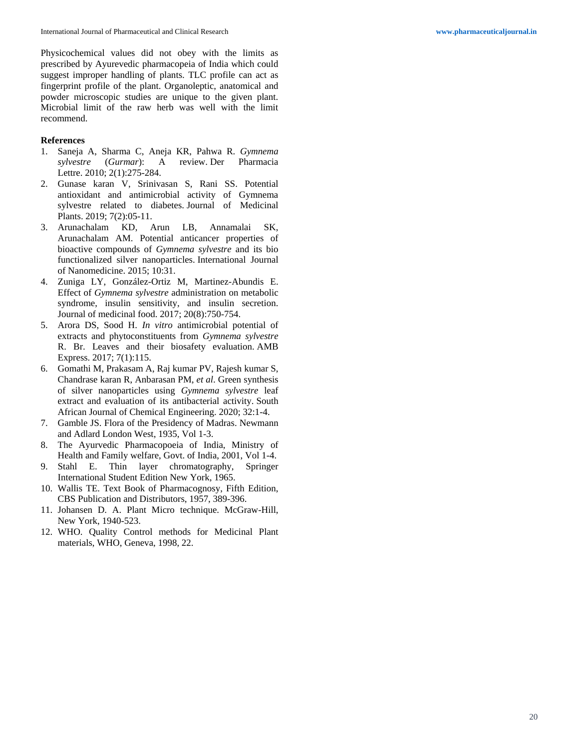Physicochemical values did not obey with the limits as prescribed by Ayurevedic pharmacopeia of India which could suggest improper handling of plants. TLC profile can act as fingerprint profile of the plant. Organoleptic, anatomical and powder microscopic studies are unique to the given plant. Microbial limit of the raw herb was well with the limit recommend.

## References

1. Saneja A, Sharma C, Aneja KR, Pahwa R. *Gymnema sylvestre* (*Gurmar*): A review. Der Pharmacia Lettre. 2010; 2(1):275-284.
2. Gunase karan V, Srinivasan S, Rani SS. Potential antioxidant and antimicrobial activity of Gymnema sylvestre related to diabetes. Journal of Medicinal Plants. 2019; 7(2):05-11.
3. Arunachalam KD, Arun LB, Annamalai SK, Arunachalam AM. Potential anticancer properties of bioactive compounds of *Gymnema sylvestre* and its bio functionalized silver nanoparticles. International Journal of Nanomedicine. 2015; 10:31.
4. Zuniga LY, González-Ortiz M, Martinez-Abundis E. Effect of *Gymnema sylvestre* administration on metabolic syndrome, insulin sensitivity, and insulin secretion. Journal of medicinal food. 2017; 20(8):750-754.
5. Arora DS, Sood H. *In vitro* antimicrobial potential of extracts and phytoconstituents from *Gymnema sylvestre* R. Br. Leaves and their biosafety evaluation. AMB Express. 2017; 7(1):115.
6. Gomathi M, Prakasam A, Raj kumar PV, Rajesh kumar S, Chandrase karan R, Anbarasan PM, *et al*. Green synthesis of silver nanoparticles using *Gymnema sylvestre* leaf extract and evaluation of its antibacterial activity. South African Journal of Chemical Engineering. 2020; 32:1-4.
7. Gamble JS. Flora of the Presidency of Madras. Newmann and Adlard London West, 1935, Vol 1-3.
8. The Ayurvedic Pharmacopoeia of India, Ministry of Health and Family welfare, Govt. of India, 2001, Vol 1-4.
9. Stahl E. Thin layer chromatography, Springer International Student Edition New York, 1965.
10. Wallis TE. Text Book of Pharmacognosy, Fifth Edition, CBS Publication and Distributors, 1957, 389-396.
11. Johansen D. A. Plant Micro technique. McGraw-Hill, New York, 1940-523.
12. WHO. Quality Control methods for Medicinal Plant materials, WHO, Geneva, 1998, 22.